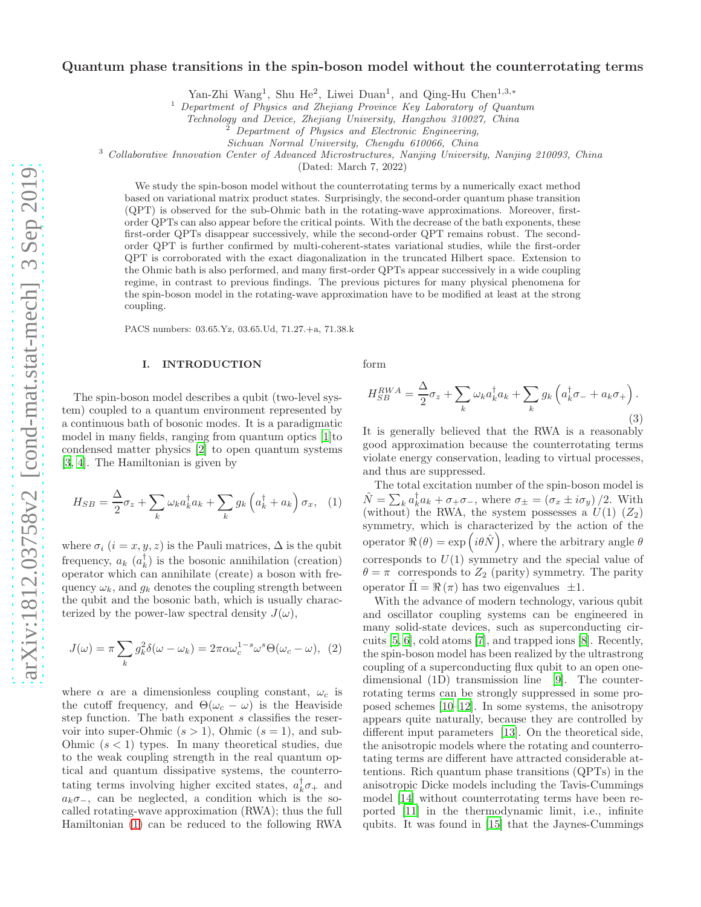# Quantum phase transitions in the spin-boson model without the counterrotating terms

Yan-Zhi Wang[1], Shu He[2], Liwei Duan[1], and Qing-Hu Chen[1,3,*]

[1] *Department of Physics and Zhejiang Province Key Laboratory of Quantum Technology and Device, Zhejiang University, Hangzhou 310027, China*

[2] *Department of Physics and Electronic Engineering, Sichuan Normal University, Chengdu 610066, China*

[3] *Collaborative Innovation Center of Advanced Microstructures, Nanjing University, Nanjing 210093, China*

(Dated: March 7, 2022)

We study the spin-boson model without the counterrotating terms by a numerically exact method based on variational matrix product states. Surprisingly, the second-order quantum phase transition (QPT) is observed for the sub-Ohmic bath in the rotating-wave approximations. Moreover, first-order QPTs can also appear before the critical points. With the decrease of the bath exponents, these first-order QPTs disappear successively, while the second-order QPT remains robust. The second-order QPT is further confirmed by multi-coherent-states variational studies, while the first-order QPT is corroborated with the exact diagonalization in the truncated Hilbert space. Extension to the Ohmic bath is also performed, and many first-order QPTs appear successively in a wide coupling regime, in contrast to previous findings. The previous pictures for many physical phenomena for the spin-boson model in the rotating-wave approximation have to be modified at least at the strong coupling.

PACS numbers: 03.65.Yz, 03.65.Ud, 71.27.+a, 71.38.k

## I. INTRODUCTION

The spin-boson model describes a qubit (two-level system) coupled to a quantum environment represented by a continuous bath of bosonic modes. It is a paradigmatic model in many fields, ranging from quantum optics [1]to condensed matter physics [2] to open quantum systems [3, 4]. The Hamiltonian is given by

$$H_{SB} = \frac{\Delta}{2}\sigma_z + \sum_k \omega_k a_k^\dagger a_k + \sum_k g_k \left(a_k^\dagger + a_k\right)\sigma_x, \quad (1)$$

where $\sigma_i$ $(i = x, y, z)$ is the Pauli matrices, $\Delta$ is the qubit frequency, $a_k$ $(a_k^\dagger)$ is the bosonic annihilation (creation) operator which can annihilate (create) a boson with frequency $\omega_k$, and $g_k$ denotes the coupling strength between the qubit and the bosonic bath, which is usually characterized by the power-law spectral density $J(\omega)$,

$$J(\omega) = \pi \sum_k g_k^2 \delta(\omega - \omega_k) = 2\pi\alpha\omega_c^{1-s}\omega^s\Theta(\omega_c - \omega), \quad (2)$$

where $\alpha$ are a dimensionless coupling constant, $\omega_c$ is the cutoff frequency, and $\Theta(\omega_c - \omega)$ is the Heaviside step function. The bath exponent $s$ classifies the reservoir into super-Ohmic $(s > 1)$, Ohmic $(s = 1)$, and sub-Ohmic $(s < 1)$ types. In many theoretical studies, due to the weak coupling strength in the real quantum optical and quantum dissipative systems, the counterrotating terms involving higher excited states, $a_k^\dagger\sigma_+$ and $a_k\sigma_-$, can be neglected, a condition which is the so-called rotating-wave approximation (RWA); thus the full Hamiltonian (1) can be reduced to the following RWA form

$$H_{SB}^{RWA} = \frac{\Delta}{2}\sigma_z + \sum_k \omega_k a_k^\dagger a_k + \sum_k g_k \left(a_k^\dagger\sigma_- + a_k\sigma_+\right). \quad (3)$$

It is generally believed that the RWA is a reasonably good approximation because the counterrotating terms violate energy conservation, leading to virtual processes, and thus are suppressed.

The total excitation number of the spin-boson model is $\hat{N} = \sum_k a_k^\dagger a_k + \sigma_+\sigma_-$, where $\sigma_\pm = (\sigma_x \pm i\sigma_y)/2$. With (without) the RWA, the system possesses a $U(1)$ $(Z_2)$ symmetry, which is characterized by the action of the operator $\Re(\theta) = \exp\left(i\theta\hat{N}\right)$, where the arbitrary angle $\theta$ corresponds to $U(1)$ symmetry and the special value of $\theta = \pi$ corresponds to $Z_2$ (parity) symmetry. The parity operator $\hat{\Pi} = \Re(\pi)$ has two eigenvalues $\pm 1$.

With the advance of modern technology, various qubit and oscillator coupling systems can be engineered in many solid-state devices, such as superconducting circuits [5, 6], cold atoms [7], and trapped ions [8]. Recently, the spin-boson model has been realized by the ultrastrong coupling of a superconducting flux qubit to an open one-dimensional (1D) transmission line [9]. The counterrotating terms can be strongly suppressed in some proposed schemes [10–12]. In some systems, the anisotropy appears quite naturally, because they are controlled by different input parameters [13]. On the theoretical side, the anisotropic models where the rotating and counterrotating terms are different have attracted considerable attentions. Rich quantum phase transitions (QPTs) in the anisotropic Dicke models including the Tavis-Cummings model [14] without counterrotating terms have been reported [11] in the thermodynamic limit, i.e., infinite qubits. It was found in [15] that the Jaynes-Cummings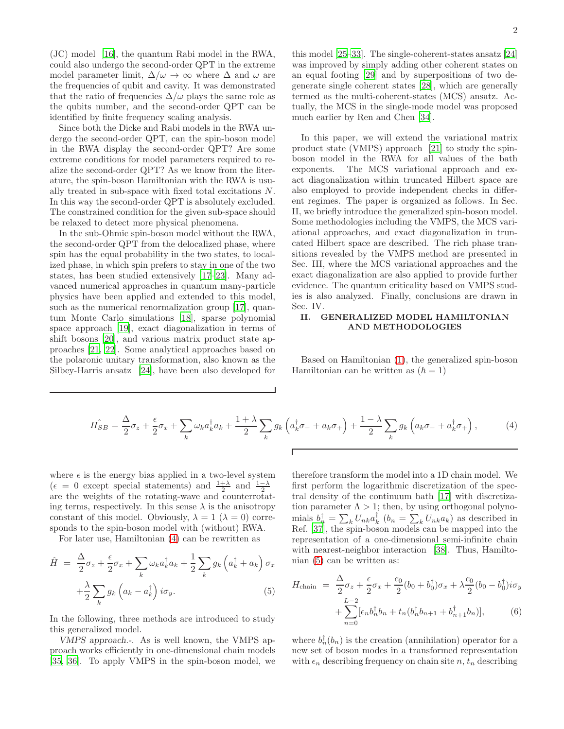(JC) model [16], the quantum Rabi model in the RWA, could also undergo the second-order QPT in the extreme model parameter limit, $\Delta/\omega \to \infty$ where $\Delta$ and $\omega$ are the frequencies of qubit and cavity. It was demonstrated that the ratio of frequencies $\Delta/\omega$ plays the same role as the qubits number, and the second-order QPT can be identified by finite frequency scaling analysis.

Since both the Dicke and Rabi models in the RWA undergo the second-order QPT, can the spin-boson model in the RWA display the second-order QPT? Are some extreme conditions for model parameters required to realize the second-order QPT? As we know from the literature, the spin-boson Hamiltonian with the RWA is usually treated in sub-space with fixed total excitations $N$. In this way the second-order QPT is absolutely excluded. The constrained condition for the given sub-space should be relaxed to detect more physical phenomena.

In the sub-Ohmic spin-boson model without the RWA, the second-order QPT from the delocalized phase, where spin has the equal probability in the two states, to localized phase, in which spin prefers to stay in one of the two states, has been studied extensively [17–23]. Many advanced numerical approaches in quantum many-particle physics have been applied and extended to this model, such as the numerical renormalization group [17], quantum Monte Carlo simulations [18], sparse polynomial space approach [19], exact diagonalization in terms of shift bosons [20], and various matrix product state approaches [21, 22]. Some analytical approaches based on the polaronic unitary transformation, also known as the Silbey-Harris ansatz [24], have been also developed for this model [25–33]. The single-coherent-states ansatz [24] was improved by simply adding other coherent states on an equal footing [29] and by superpositions of two degenerate single coherent states [28], which are generally termed as the multi-coherent-states (MCS) ansatz. Actually, the MCS in the single-mode model was proposed much earlier by Ren and Chen [34].

In this paper, we will extend the variational matrix product state (VMPS) approach [21] to study the spin-boson model in the RWA for all values of the bath exponents. The MCS variational approach and exact diagonalization within truncated Hilbert space are also employed to provide independent checks in different regimes. The paper is organized as follows. In Sec. II, we briefly introduce the generalized spin-boson model. Some methodologies including the VMPS, the MCS variational approaches, and exact diagonalization in truncated Hilbert space are described. The rich phase transitions revealed by the VMPS method are presented in Sec. III, where the MCS variational approaches and the exact diagonalization are also applied to provide further evidence. The quantum criticality based on VMPS studies is also analyzed. Finally, conclusions are drawn in Sec. IV.

## II. GENERALIZED MODEL HAMILTONIAN AND METHODOLOGIES

Based on Hamiltonian (1), the generalized spin-boson Hamiltonian can be written as ($\hbar = 1$)

$$\hat{H_{SB}} = \frac{\Delta}{2}\sigma_z + \frac{\epsilon}{2}\sigma_x + \sum_k \omega_k a_k^\dagger a_k + \frac{1+\lambda}{2}\sum_k g_k\left(a_k^\dagger \sigma_- + a_k \sigma_+\right) + \frac{1-\lambda}{2}\sum_k g_k\left(a_k \sigma_- + a_k^\dagger \sigma_+\right), \tag{4}$$

where $\epsilon$ is the energy bias applied in a two-level system ($\epsilon = 0$ except special statements) and $\frac{1+\lambda}{2}$ and $\frac{1-\lambda}{2}$ are the weights of the rotating-wave and counterrotating terms, respectively. In this sense $\lambda$ is the anisotropy constant of this model. Obviously, $\lambda = 1$ ($\lambda = 0$) corresponds to the spin-boson model with (without) RWA.

For later use, Hamiltonian (4) can be rewritten as

$$\begin{aligned}\hat{H} &= \frac{\Delta}{2}\sigma_z + \frac{\epsilon}{2}\sigma_x + \sum_k \omega_k a_k^\dagger a_k + \frac{1}{2}\sum_k g_k\left(a_k^\dagger + a_k\right)\sigma_x \\ &+ \frac{\lambda}{2}\sum_k g_k\left(a_k - a_k^\dagger\right) i\sigma_y. \end{aligned} \tag{5}$$

In the following, three methods are introduced to study this generalized model.

*VMPS approach.-*. As is well known, the VMPS approach works efficiently in one-dimensional chain models [35, 36]. To apply VMPS in the spin-boson model, we therefore transform the model into a 1D chain model. We first perform the logarithmic discretization of the spectral density of the continuum bath [17] with discretization parameter $\Lambda > 1$; then, by using orthogonal polynomials $b_n^\dagger = \sum_k U_{nk} a_k^\dagger$ ($b_n = \sum_k U_{nk} a_k$) as described in Ref. [37], the spin-boson models can be mapped into the representation of a one-dimensional semi-infinite chain with nearest-neighbor interaction [38]. Thus, Hamiltonian (5) can be written as:

$$\begin{aligned} H_{\text{chain}} &= \frac{\Delta}{2}\sigma_z + \frac{\epsilon}{2}\sigma_x + \frac{c_0}{2}(b_0 + b_0^\dagger)\sigma_x + \lambda\frac{c_0}{2}(b_0 - b_0^\dagger) i\sigma_y \\ &+ \sum_{n=0}^{L-2}[\epsilon_n b_n^\dagger b_n + t_n(b_n^\dagger b_{n+1} + b_{n+1}^\dagger b_n)], \end{aligned} \tag{6}$$

where $b_n^\dagger(b_n)$ is the creation (annihilation) operator for a new set of boson modes in a transformed representation with $\epsilon_n$ describing frequency on chain site $n$, $t_n$ describing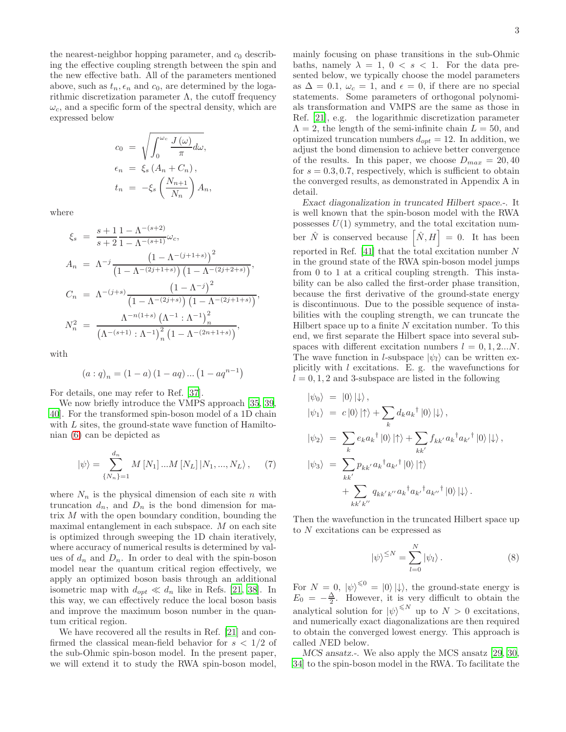the nearest-neighbor hopping parameter, and $c_0$ describing the effective coupling strength between the spin and the new effective bath. All of the parameters mentioned above, such as $t_n, \epsilon_n$ and $c_0$, are determined by the logarithmic discretization parameter $\Lambda$, the cutoff frequency $\omega_c$, and a specific form of the spectral density, which are expressed below

$$
\begin{aligned}
c_0 &= \sqrt{\int_0^{\omega_c} \frac{J(\omega)}{\pi} d\omega}, \\
\epsilon_n &= \xi_s (A_n + C_n), \\
t_n &= -\xi_s \left(\frac{N_{n+1}}{N_n}\right) A_n,
\end{aligned}
$$

where

$$
\begin{aligned}
\xi_s &= \frac{s+1}{s+2} \frac{1-\Lambda^{-(s+2)}}{1-\Lambda^{-(s+1)}} \omega_c, \\
A_n &= \Lambda^{-j} \frac{\left(1-\Lambda^{-(j+1+s)}\right)^2}{\left(1-\Lambda^{-(2j+1+s)}\right)\left(1-\Lambda^{-(2j+2+s)}\right)}, \\
C_n &= \Lambda^{-(j+s)} \frac{\left(1-\Lambda^{-j}\right)^2}{\left(1-\Lambda^{-(2j+s)}\right)\left(1-\Lambda^{-(2j+1+s)}\right)}, \\
N_n^2 &= \frac{\Lambda^{-n(1+s)}\left(\Lambda^{-1} : \Lambda^{-1}\right)_n^2}{\left(\Lambda^{-(s+1)} : \Lambda^{-1}\right)_n^2 \left(1-\Lambda^{-(2n+1+s)}\right)},
\end{aligned}
$$

with

$$
(a:q)_n = (1-a)(1-aq)\dots\left(1-aq^{n-1}\right)
$$

For details, one may refer to Ref. [37].

We now briefly introduce the VMPS approach [35, 39, 40]. For the transformed spin-boson model of a 1D chain with $L$ sites, the ground-state wave function of Hamiltonian (6) can be depicted as

$$
|\psi\rangle = \sum_{\{N_n\}=1}^{d_n} M[N_1] \dots M[N_L] |N_1, \dots, N_L\rangle, \qquad (7)
$$

where $N_n$ is the physical dimension of each site $n$ with truncation $d_n$, and $D_n$ is the bond dimension for matrix $M$ with the open boundary condition, bounding the maximal entanglement in each subspace. $M$ on each site is optimized through sweeping the 1D chain iteratively, where accuracy of numerical results is determined by values of $d_n$ and $D_n$. In order to deal with the spin-boson model near the quantum critical region effectively, we apply an optimized boson basis through an additional isometric map with $d_{opt} \ll d_n$ like in Refs. [21, 38]. In this way, we can effectively reduce the local boson basis and improve the maximum boson number in the quantum critical region.

We have recovered all the results in Ref. [21] and confirmed the classical mean-field behavior for $s < 1/2$ of the sub-Ohmic spin-boson model. In the present paper, we will extend it to study the RWA spin-boson model, mainly focusing on phase transitions in the sub-Ohmic baths, namely $\lambda = 1$, $0 < s < 1$. For the data presented below, we typically choose the model parameters as $\Delta = 0.1$, $\omega_c = 1$, and $\epsilon = 0$, if there are no special statements. Some parameters of orthogonal polynomials transformation and VMPS are the same as those in Ref. [21], e.g. the logarithmic discretization parameter $\Lambda = 2$, the length of the semi-infinite chain $L = 50$, and optimized truncation numbers $d_{opt} = 12$. In addition, we adjust the bond dimension to achieve better convergence of the results. In this paper, we choose $D_{max} = 20, 40$ for $s = 0.3, 0.7$, respectively, which is sufficient to obtain the converged results, as demonstrated in Appendix A in detail.

*Exact diagonalization in truncated Hilbert space.-*. It is well known that the spin-boson model with the RWA possesses $U(1)$ symmetry, and the total excitation number $\hat{N}$ is conserved because $\left[\hat{N}, H\right] = 0$. It has been reported in Ref. [41] that the total excitation number $N$ in the ground state of the RWA spin-boson model jumps from 0 to 1 at a critical coupling strength. This instability can be also called the first-order phase transition, because the first derivative of the ground-state energy is discontinuous. Due to the possible sequence of instabilities with the coupling strength, we can truncate the Hilbert space up to a finite $N$ excitation number. To this end, we first separate the Hilbert space into several subspaces with different excitation numbers $l = 0, 1, 2 \dots N$. The wave function in $l$-subspace $|\psi_l\rangle$ can be written explicitly with $l$ excitations. E. g. the wavefunctions for $l = 0, 1, 2$ and 3-subspace are listed in the following

$$
\begin{aligned}
|\psi_0\rangle &= |0\rangle |\downarrow\rangle, \\
|\psi_1\rangle &= c|0\rangle|\uparrow\rangle + \sum_k d_k a_k{}^\dagger |0\rangle|\downarrow\rangle, \\
|\psi_2\rangle &= \sum_k e_k a_k{}^\dagger |0\rangle|\uparrow\rangle + \sum_{kk'} f_{kk'} a_k{}^\dagger a_{k'}{}^\dagger |0\rangle|\downarrow\rangle, \\
|\psi_3\rangle &= \sum_{kk'} p_{kk'} a_k{}^\dagger a_{k'}{}^\dagger |0\rangle|\uparrow\rangle \\
&\quad + \sum_{kk'k''} q_{kk'k''} a_k{}^\dagger a_{k'}{}^\dagger a_{k''}{}^\dagger |0\rangle|\downarrow\rangle.
\end{aligned}
$$

Then the wavefunction in the truncated Hilbert space up to $N$ excitations can be expressed as

$$
|\psi\rangle^{\leq N} = \sum_{l=0}^{N} |\psi_l\rangle. \qquad (8)
$$

For $N = 0$, $|\psi\rangle^{\leqslant 0} = |0\rangle|\downarrow\rangle$, the ground-state energy is $E_0 = -\frac{\Delta}{2}$. However, it is very difficult to obtain the analytical solution for $|\psi\rangle^{\leqslant N}$ up to $N > 0$ excitations, and numerically exact diagonalizations are then required to obtain the converged lowest energy. This approach is called $N$ED below.

*MCS ansatz.-*. We also apply the MCS ansatz [29, 30, 34] to the spin-boson model in the RWA. To facilitate the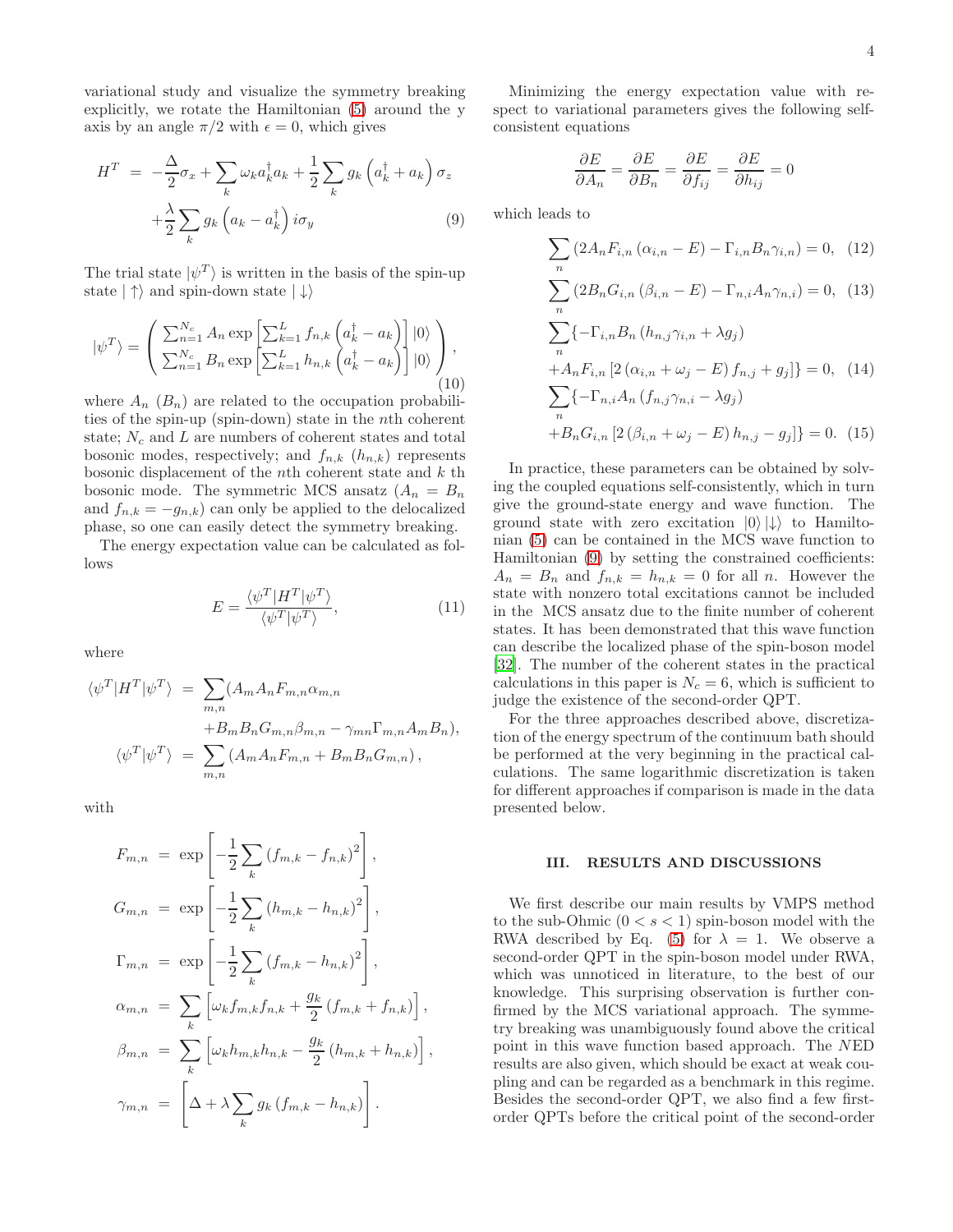variational study and visualize the symmetry breaking explicitly, we rotate the Hamiltonian (5) around the y axis by an angle $\pi/2$ with $\epsilon = 0$, which gives

$$
\begin{aligned}
H^T &= -\frac{\Delta}{2}\sigma_x + \sum_k \omega_k a_k^\dagger a_k + \frac{1}{2}\sum_k g_k \left(a_k^\dagger + a_k\right)\sigma_z \\
&\quad + \frac{\lambda}{2}\sum_k g_k \left(a_k - a_k^\dagger\right) i\sigma_y
\end{aligned}
\tag{9}
$$

The trial state $|\psi^T\rangle$ is written in the basis of the spin-up state $|\uparrow\rangle$ and spin-down state $|\downarrow\rangle$

$$
|\psi^T\rangle = \begin{pmatrix} \sum_{n=1}^{N_c} A_n \exp\left[\sum_{k=1}^{L} f_{n,k}\left(a_k^\dagger - a_k\right)\right]|0\rangle \\ \sum_{n=1}^{N_c} B_n \exp\left[\sum_{k=1}^{L} h_{n,k}\left(a_k^\dagger - a_k\right)\right]|0\rangle \end{pmatrix},
\tag{10}
$$

where $A_n$ ($B_n$) are related to the occupation probabilities of the spin-up (spin-down) state in the $n$th coherent state; $N_c$ and $L$ are numbers of coherent states and total bosonic modes, respectively; and $f_{n,k}$ ($h_{n,k}$) represents bosonic displacement of the $n$th coherent state and $k$ th bosonic mode. The symmetric MCS ansatz ($A_n = B_n$ and $f_{n,k} = -g_{n,k}$) can only be applied to the delocalized phase, so one can easily detect the symmetry breaking.

The energy expectation value can be calculated as follows

$$
E = \frac{\langle\psi^T|H^T|\psi^T\rangle}{\langle\psi^T|\psi^T\rangle},
\tag{11}
$$

where

$$
\begin{aligned}
\langle\psi^T|H^T|\psi^T\rangle &= \sum_{m,n}(A_m A_n F_{m,n}\alpha_{m,n} \\
&\quad + B_m B_n G_{m,n}\beta_{m,n} - \gamma_{mn}\Gamma_{m,n}A_m B_n), \\
\langle\psi^T|\psi^T\rangle &= \sum_{m,n}\left(A_m A_n F_{m,n} + B_m B_n G_{m,n}\right),
\end{aligned}
$$

with

$$
\begin{aligned}
F_{m,n} &= \exp\left[-\frac{1}{2}\sum_k \left(f_{m,k} - f_{n,k}\right)^2\right], \\
G_{m,n} &= \exp\left[-\frac{1}{2}\sum_k \left(h_{m,k} - h_{n,k}\right)^2\right], \\
\Gamma_{m,n} &= \exp\left[-\frac{1}{2}\sum_k \left(f_{m,k} - h_{n,k}\right)^2\right], \\
\alpha_{m,n} &= \sum_k \left[\omega_k f_{m,k} f_{n,k} + \frac{g_k}{2}\left(f_{m,k} + f_{n,k}\right)\right], \\
\beta_{m,n} &= \sum_k \left[\omega_k h_{m,k} h_{n,k} - \frac{g_k}{2}\left(h_{m,k} + h_{n,k}\right)\right], \\
\gamma_{m,n} &= \left[\Delta + \lambda \sum_k g_k \left(f_{m,k} - h_{n,k}\right)\right].
\end{aligned}
$$

Minimizing the energy expectation value with respect to variational parameters gives the following self-consistent equations

$$
\frac{\partial E}{\partial A_n} = \frac{\partial E}{\partial B_n} = \frac{\partial E}{\partial f_{ij}} = \frac{\partial E}{\partial h_{ij}} = 0
$$

which leads to

$$
\sum_n \left(2A_n F_{i,n}\left(\alpha_{i,n} - E\right) - \Gamma_{i,n} B_n \gamma_{i,n}\right) = 0, \tag{12}
$$

$$
\sum_n \left(2B_n G_{i,n}\left(\beta_{i,n} - E\right) - \Gamma_{n,i} A_n \gamma_{n,i}\right) = 0, \tag{13}
$$

$$
\begin{aligned}
&\sum_n \{-\Gamma_{i,n} B_n \left(h_{n,j}\gamma_{i,n} + \lambda g_j\right) \\
&+ A_n F_{i,n}\left[2\left(\alpha_{i,n} + \omega_j - E\right) f_{n,j} + g_j\right]\} = 0,
\end{aligned}
\tag{14}
$$

$$
\begin{aligned}
&\sum_n \{-\Gamma_{n,i} A_n \left(f_{n,j}\gamma_{n,i} - \lambda g_j\right) \\
&+ B_n G_{i,n}\left[2\left(\beta_{i,n} + \omega_j - E\right) h_{n,j} - g_j\right]\} = 0.
\end{aligned}
\tag{15}
$$

In practice, these parameters can be obtained by solving the coupled equations self-consistently, which in turn give the ground-state energy and wave function. The ground state with zero excitation $|0\rangle|\downarrow\rangle$ to Hamiltonian (5) can be contained in the MCS wave function to Hamiltonian (9) by setting the constrained coefficients: $A_n = B_n$ and $f_{n,k} = h_{n,k} = 0$ for all $n$. However the state with nonzero total excitations cannot be included in the MCS ansatz due to the finite number of coherent states. It has been demonstrated that this wave function can describe the localized phase of the spin-boson model [32]. The number of the coherent states in the practical calculations in this paper is $N_c = 6$, which is sufficient to judge the existence of the second-order QPT.

For the three approaches described above, discretization of the energy spectrum of the continuum bath should be performed at the very beginning in the practical calculations. The same logarithmic discretization is taken for different approaches if comparison is made in the data presented below.

## III. RESULTS AND DISCUSSIONS

We first describe our main results by VMPS method to the sub-Ohmic ($0 < s < 1$) spin-boson model with the RWA described by Eq. (5) for $\lambda = 1$. We observe a second-order QPT in the spin-boson model under RWA, which was unnoticed in literature, to the best of our knowledge. This surprising observation is further confirmed by the MCS variational approach. The symmetry breaking was unambiguously found above the critical point in this wave function based approach. The $N$ED results are also given, which should be exact at weak coupling and can be regarded as a benchmark in this regime. Besides the second-order QPT, we also find a few first-order QPTs before the critical point of the second-order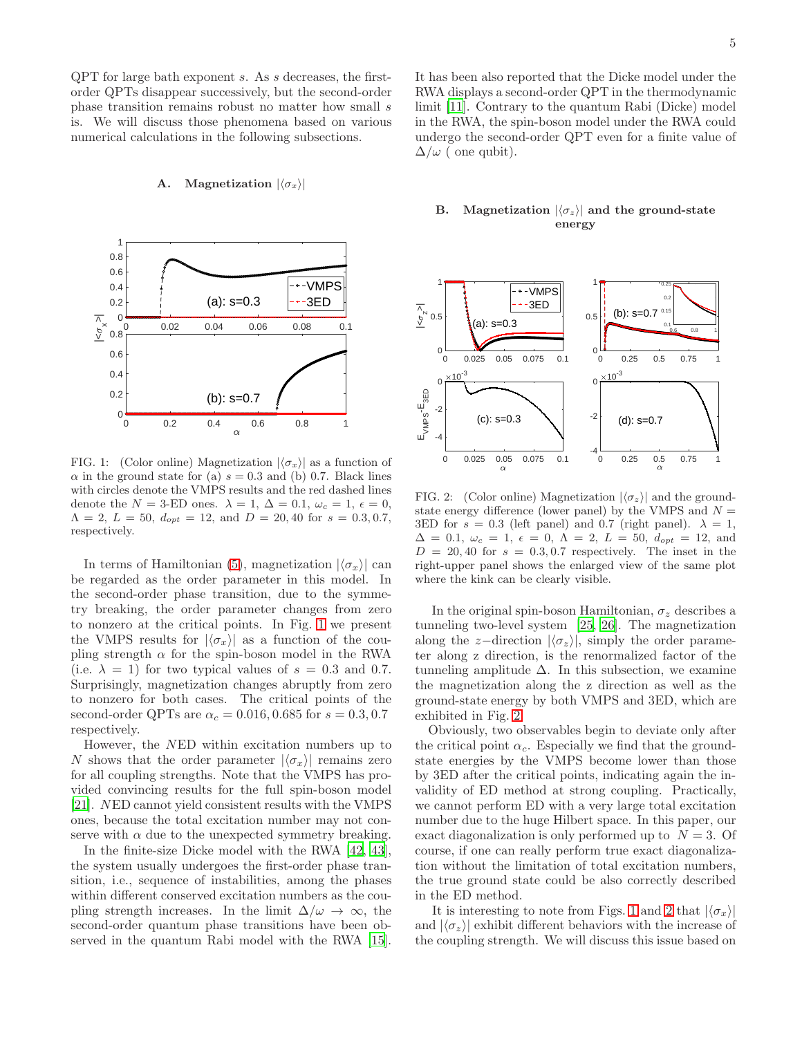QPT for large bath exponent $s$. As $s$ decreases, the first-order QPTs disappear successively, but the second-order phase transition remains robust no matter how small $s$ is. We will discuss those phenomena based on various numerical calculations in the following subsections.

### A. Magnetization $|\langle\sigma_x\rangle|$

FIG. 1: (Color online) Magnetization $|\langle\sigma_x\rangle|$ as a function of $\alpha$ in the ground state for (a) $s = 0.3$ and (b) 0.7. Black lines with circles denote the VMPS results and the red dashed lines denote the $N$ = 3-ED ones. $\lambda = 1$, $\Delta = 0.1$, $\omega_c = 1$, $\epsilon = 0$, $\Lambda = 2$, $L = 50$, $d_{opt} = 12$, and $D = 20, 40$ for $s = 0.3, 0.7$, respectively.

In terms of Hamiltonian (5), magnetization $|\langle\sigma_x\rangle|$ can be regarded as the order parameter in this model. In the second-order phase transition, due to the symmetry breaking, the order parameter changes from zero to nonzero at the critical points. In Fig. 1 we present the VMPS results for $|\langle\sigma_x\rangle|$ as a function of the coupling strength $\alpha$ for the spin-boson model in the RWA (i.e. $\lambda = 1$) for two typical values of $s = 0.3$ and 0.7. Surprisingly, magnetization changes abruptly from zero to nonzero for both cases. The critical points of the second-order QPTs are $\alpha_c = 0.016, 0.685$ for $s = 0.3, 0.7$ respectively.

However, the $N$ED within excitation numbers up to $N$ shows that the order parameter $|\langle\sigma_x\rangle|$ remains zero for all coupling strengths. Note that the VMPS has provided convincing results for the full spin-boson model [21]. $N$ED cannot yield consistent results with the VMPS ones, because the total excitation number may not conserve with $\alpha$ due to the unexpected symmetry breaking.

In the finite-size Dicke model with the RWA [42, 43], the system usually undergoes the first-order phase transition, i.e., sequence of instabilities, among the phases within different conserved excitation numbers as the coupling strength increases. In the limit $\Delta/\omega \to \infty$, the second-order quantum phase transitions have been observed in the quantum Rabi model with the RWA [15]. It has been also reported that the Dicke model under the RWA displays a second-order QPT in the thermodynamic limit [11]. Contrary to the quantum Rabi (Dicke) model in the RWA, the spin-boson model under the RWA could undergo the second-order QPT even for a finite value of $\Delta/\omega$ ( one qubit).

### B. Magnetization $|\langle\sigma_z\rangle|$ and the ground-state energy

FIG. 2: (Color online) Magnetization $|\langle\sigma_z\rangle|$ and the ground-state energy difference (lower panel) by the VMPS and $N$ = 3ED for $s = 0.3$ (left panel) and 0.7 (right panel). $\lambda = 1$, $\Delta = 0.1$, $\omega_c = 1$, $\epsilon = 0$, $\Lambda = 2$, $L = 50$, $d_{opt} = 12$, and $D = 20, 40$ for $s = 0.3, 0.7$ respectively. The inset in the right-upper panel shows the enlarged view of the same plot where the kink can be clearly visible.

In the original spin-boson Hamiltonian, $\sigma_z$ describes a tunneling two-level system [25, 26]. The magnetization along the $z-$direction $|\langle\sigma_z\rangle|$, simply the order parameter along z direction, is the renormalized factor of the tunneling amplitude $\Delta$. In this subsection, we examine the magnetization along the z direction as well as the ground-state energy by both VMPS and 3ED, which are exhibited in Fig. 2.

Obviously, two observables begin to deviate only after the critical point $\alpha_c$. Especially we find that the ground-state energies by the VMPS become lower than those by 3ED after the critical points, indicating again the invalidity of ED method at strong coupling. Practically, we cannot perform ED with a very large total excitation number due to the huge Hilbert space. In this paper, our exact diagonalization is only performed up to $N = 3$. Of course, if one can really perform true exact diagonalization without the limitation of total excitation numbers, the true ground state could be also correctly described in the ED method.

It is interesting to note from Figs. 1 and 2 that $|\langle\sigma_x\rangle|$ and $|\langle\sigma_z\rangle|$ exhibit different behaviors with the increase of the coupling strength. We will discuss this issue based on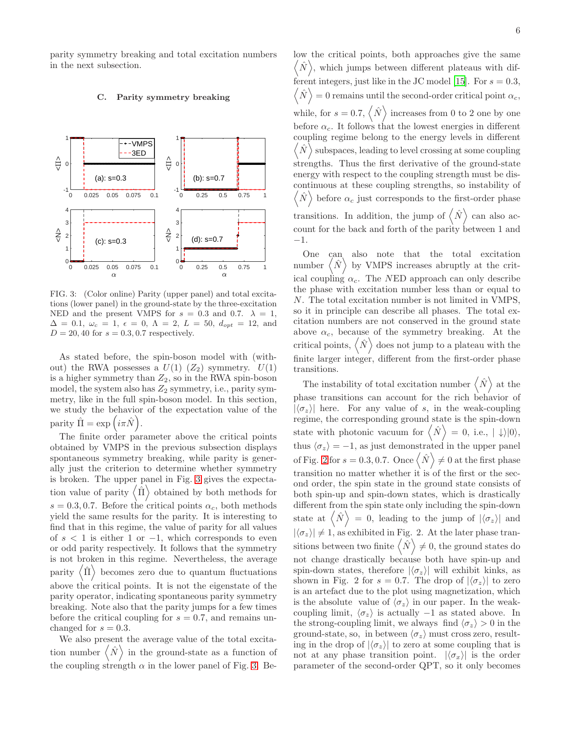parity symmetry breaking and total excitation numbers in the next subsection.

### C. Parity symmetry breaking

FIG. 3: (Color online) Parity (upper panel) and total excitations (lower panel) in the ground-state by the three-excitation NED and the present VMPS for $s = 0.3$ and $0.7$. $\lambda = 1$, $\Delta = 0.1$, $\omega_c = 1$, $\epsilon = 0$, $\Lambda = 2$, $L = 50$, $d_{opt} = 12$, and $D = 20, 40$ for $s = 0.3, 0.7$ respectively.

As stated before, the spin-boson model with (without) the RWA possesses a $U(1)$ ($Z_2$) symmetry. $U(1)$ is a higher symmetry than $Z_2$, so in the RWA spin-boson model, the system also has $Z_2$ symmetry, i.e., parity symmetry, like in the full spin-boson model. In this section, we study the behavior of the expectation value of the parity $\hat{\Pi} = \exp\left(i\pi\hat{N}\right)$.

The finite order parameter above the critical points obtained by VMPS in the previous subsection displays spontaneous symmetry breaking, while parity is generally just the criterion to determine whether symmetry is broken. The upper panel in Fig. 3 gives the expectation value of parity $\left\langle\hat{\Pi}\right\rangle$ obtained by both methods for $s = 0.3, 0.7$. Before the critical points $\alpha_c$, both methods yield the same results for the parity. It is interesting to find that in this regime, the value of parity for all values of $s < 1$ is either 1 or $-1$, which corresponds to even or odd parity respectively. It follows that the symmetry is not broken in this regime. Nevertheless, the average parity $\left\langle\hat{\Pi}\right\rangle$ becomes zero due to quantum fluctuations above the critical points. It is not the eigenstate of the parity operator, indicating spontaneous parity symmetry breaking. Note also that the parity jumps for a few times before the critical coupling for $s = 0.7$, and remains unchanged for $s = 0.3$.

We also present the average value of the total excitation number $\left\langle\hat{N}\right\rangle$ in the ground-state as a function of the coupling strength $\alpha$ in the lower panel of Fig. 3. Below the critical points, both approaches give the same $\left\langle\hat{N}\right\rangle$, which jumps between different plateaus with different integers, just like in the JC model [15]. For $s = 0.3$, $\left\langle\hat{N}\right\rangle = 0$ remains until the second-order critical point $\alpha_c$, while, for $s = 0.7$, $\left\langle\hat{N}\right\rangle$ increases from 0 to 2 one by one before $\alpha_c$. It follows that the lowest energies in different coupling regime belong to the energy levels in different $\left\langle\hat{N}\right\rangle$ subspaces, leading to level crossing at some coupling strengths. Thus the first derivative of the ground-state energy with respect to the coupling strength must be discontinuous at these coupling strengths, so instability of $\left\langle\hat{N}\right\rangle$ before $\alpha_c$ just corresponds to the first-order phase transitions. In addition, the jump of $\left\langle\hat{N}\right\rangle$ can also account for the back and forth of the parity between 1 and $-1$.

One can also note that the total excitation number $\left\langle\hat{N}\right\rangle$ by VMPS increases abruptly at the critical coupling $\alpha_c$. The $N$ED approach can only describe the phase with excitation number less than or equal to $N$. The total excitation number is not limited in VMPS, so it in principle can describe all phases. The total excitation numbers are not conserved in the ground state above $\alpha_c$, because of the symmetry breaking. At the critical points, $\left\langle\hat{N}\right\rangle$ does not jump to a plateau with the finite larger integer, different from the first-order phase transitions.

The instability of total excitation number $\left\langle\hat{N}\right\rangle$ at the phase transitions can account for the rich behavior of $|\langle\sigma_z\rangle|$ here. For any value of $s$, in the weak-coupling regime, the corresponding ground state is the spin-down state with photonic vacuum for $\left\langle\hat{N}\right\rangle = 0$, i.e., $|\downarrow\rangle|0\rangle$, thus $\langle\sigma_z\rangle = -1$, as just demonstrated in the upper panel of Fig. 2 for $s = 0.3, 0.7$. Once $\left\langle\hat{N}\right\rangle \neq 0$ at the first phase transition no matter whether it is of the first or the second order, the spin state in the ground state consists of both spin-up and spin-down states, which is drastically different from the spin state only including the spin-down state at $\left\langle\hat{N}\right\rangle = 0$, leading to the jump of $|\langle\sigma_z\rangle|$ and $|\langle\sigma_z\rangle| \neq 1$, as exhibited in Fig. 2. At the later phase transitions between two finite $\left\langle\hat{N}\right\rangle \neq 0$, the ground states do not change drastically because both have spin-up and spin-down states, therefore $|\langle\sigma_z\rangle|$ will exhibit kinks, as shown in Fig. 2 for $s = 0.7$. The drop of $|\langle\sigma_z\rangle|$ to zero is an artefact due to the plot using magnetization, which is the absolute value of $\langle\sigma_z\rangle$ in our paper. In the weak-coupling limit, $\langle\sigma_z\rangle$ is actually $-1$ as stated above. In the strong-coupling limit, we always find $\langle\sigma_z\rangle > 0$ in the ground-state, so, in between $\langle\sigma_z\rangle$ must cross zero, resulting in the drop of $|\langle\sigma_z\rangle|$ to zero at some coupling that is not at any phase transition point. $|\langle\sigma_x\rangle|$ is the order parameter of the second-order QPT, so it only becomes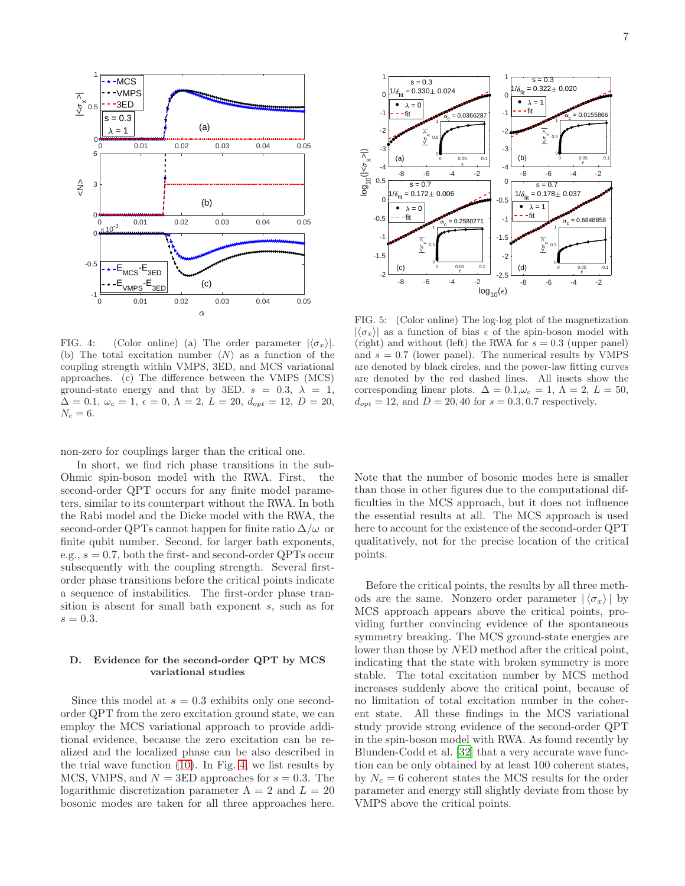FIG. 4: (Color online) (a) The order parameter $|\langle\sigma_x\rangle|$. (b) The total excitation number $\langle N\rangle$ as a function of the coupling strength within VMPS, 3ED, and MCS variational approaches. (c) The difference between the VMPS (MCS) ground-state energy and that by 3ED. $s = 0.3$, $\lambda = 1$, $\Delta = 0.1$, $\omega_c = 1$, $\epsilon = 0$, $\Lambda = 2$, $L = 20$, $d_{opt} = 12$, $D = 20$, $N_c = 6$.

FIG. 5: (Color online) The log-log plot of the magnetization $|\langle\sigma_x\rangle|$ as a function of bias $\epsilon$ of the spin-boson model with (right) and without (left) the RWA for $s = 0.3$ (upper panel) and $s = 0.7$ (lower panel). The numerical results by VMPS are denoted by black circles, and the power-law fitting curves are denoted by the red dashed lines. All insets show the corresponding linear plots. $\Delta = 0.1$,$\omega_c = 1$, $\Lambda = 2$, $L = 50$, $d_{opt} = 12$, and $D = 20, 40$ for $s = 0.3, 0.7$ respectively.

non-zero for couplings larger than the critical one.

In short, we find rich phase transitions in the sub-Ohmic spin-boson model with the RWA. First, the second-order QPT occurs for any finite model parameters, similar to its counterpart without the RWA. In both the Rabi model and the Dicke model with the RWA, the second-order QPTs cannot happen for finite ratio $\Delta/\omega$ or finite qubit number. Second, for larger bath exponents, e.g., $s = 0.7$, both the first- and second-order QPTs occur subsequently with the coupling strength. Several first-order phase transitions before the critical points indicate a sequence of instabilities. The first-order phase transition is absent for small bath exponent $s$, such as for $s = 0.3$.

### D. Evidence for the second-order QPT by MCS variational studies

Since this model at $s = 0.3$ exhibits only one second-order QPT from the zero excitation ground state, we can employ the MCS variational approach to provide additional evidence, because the zero excitation can be realized and the localized phase can be also described in the trial wave function (10). In Fig. 4, we list results by MCS, VMPS, and $N = 3$ED approaches for $s = 0.3$. The logarithmic discretization parameter $\Lambda = 2$ and $L = 20$ bosonic modes are taken for all three approaches here. Note that the number of bosonic modes here is smaller than those in other figures due to the computational difficulties in the MCS approach, but it does not influence the essential results at all. The MCS approach is used here to account for the existence of the second-order QPT qualitatively, not for the precise location of the critical points.

Before the critical points, the results by all three methods are the same. Nonzero order parameter $|\langle\sigma_x\rangle|$ by MCS approach appears above the critical points, providing further convincing evidence of the spontaneous symmetry breaking. The MCS ground-state energies are lower than those by $N$ED method after the critical point, indicating that the state with broken symmetry is more stable. The total excitation number by MCS method increases suddenly above the critical point, because of no limitation of total excitation number in the coherent state. All these findings in the MCS variational study provide strong evidence of the second-order QPT in the spin-boson model with RWA. As found recently by Blunden-Codd et al. [32] that a very accurate wave function can be only obtained by at least 100 coherent states, by $N_c = 6$ coherent states the MCS results for the order parameter and energy still slightly deviate from those by VMPS above the critical points.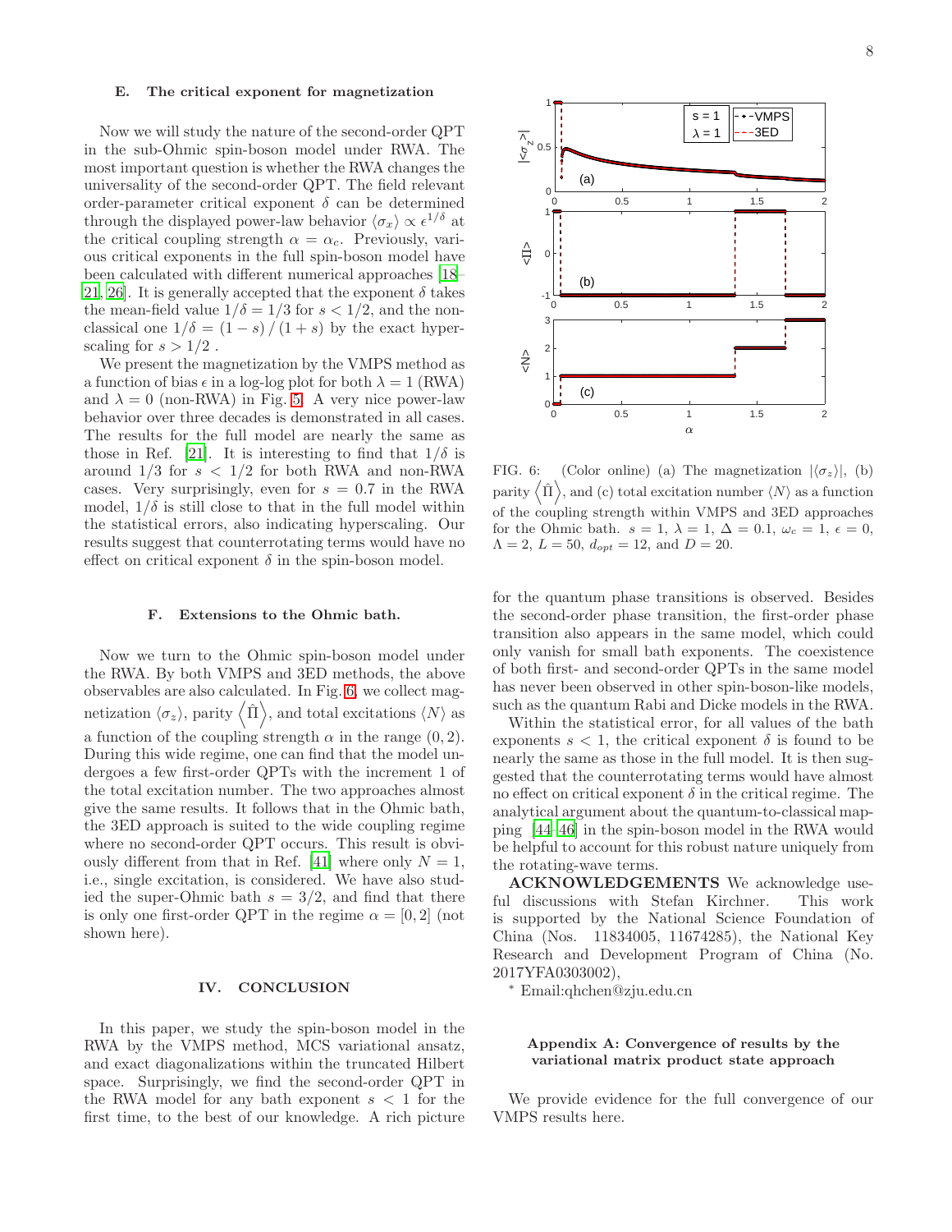### E. The critical exponent for magnetization

Now we will study the nature of the second-order QPT in the sub-Ohmic spin-boson model under RWA. The most important question is whether the RWA changes the universality of the second-order QPT. The field relevant order-parameter critical exponent $\delta$ can be determined through the displayed power-law behavior $\langle\sigma_x\rangle \propto \epsilon^{1/\delta}$ at the critical coupling strength $\alpha = \alpha_c$. Previously, various critical exponents in the full spin-boson model have been calculated with different numerical approaches [18–21, 26]. It is generally accepted that the exponent $\delta$ takes the mean-field value $1/\delta = 1/3$ for $s < 1/2$, and the non-classical one $1/\delta = (1-s)/(1+s)$ by the exact hyperscaling for $s > 1/2$ .

We present the magnetization by the VMPS method as a function of bias $\epsilon$ in a log-log plot for both $\lambda = 1$ (RWA) and $\lambda = 0$ (non-RWA) in Fig. 5. A very nice power-law behavior over three decades is demonstrated in all cases. The results for the full model are nearly the same as those in Ref. [21]. It is interesting to find that $1/\delta$ is around $1/3$ for $s < 1/2$ for both RWA and non-RWA cases. Very surprisingly, even for $s = 0.7$ in the RWA model, $1/\delta$ is still close to that in the full model within the statistical errors, also indicating hyperscaling. Our results suggest that counterrotating terms would have no effect on critical exponent $\delta$ in the spin-boson model.

### F. Extensions to the Ohmic bath.

Now we turn to the Ohmic spin-boson model under the RWA. By both VMPS and 3ED methods, the above observables are also calculated. In Fig. 6, we collect magnetization $\langle\sigma_z\rangle$, parity $\langle\hat{\Pi}\rangle$, and total excitations $\langle N\rangle$ as a function of the coupling strength $\alpha$ in the range $(0, 2)$. During this wide regime, one can find that the model undergoes a few first-order QPTs with the increment 1 of the total excitation number. The two approaches almost give the same results. It follows that in the Ohmic bath, the 3ED approach is suited to the wide coupling regime where no second-order QPT occurs. This result is obviously different from that in Ref. [41] where only $N = 1$, i.e., single excitation, is considered. We have also studied the super-Ohmic bath $s = 3/2$, and find that there is only one first-order QPT in the regime $\alpha = [0, 2]$ (not shown here).

FIG. 6: (Color online) (a) The magnetization $|\langle\sigma_z\rangle|$, (b) parity $\langle\hat{\Pi}\rangle$, and (c) total excitation number $\langle N\rangle$ as a function of the coupling strength within VMPS and 3ED approaches for the Ohmic bath. $s = 1$, $\lambda = 1$, $\Delta = 0.1$, $\omega_c = 1$, $\epsilon = 0$, $\Lambda = 2$, $L = 50$, $d_{opt} = 12$, and $D = 20$.

## IV. CONCLUSION

In this paper, we study the spin-boson model in the RWA by the VMPS method, MCS variational ansatz, and exact diagonalizations within the truncated Hilbert space. Surprisingly, we find the second-order QPT in the RWA model for any bath exponent $s < 1$ for the first time, to the best of our knowledge. A rich picture for the quantum phase transitions is observed. Besides the second-order phase transition, the first-order phase transition also appears in the same model, which could only vanish for small bath exponents. The coexistence of both first- and second-order QPTs in the same model has never been observed in other spin-boson-like models, such as the quantum Rabi and Dicke models in the RWA.

Within the statistical error, for all values of the bath exponents $s < 1$, the critical exponent $\delta$ is found to be nearly the same as those in the full model. It is then suggested that the counterrotating terms would have almost no effect on critical exponent $\delta$ in the critical regime. The analytical argument about the quantum-to-classical mapping [44–46] in the spin-boson model in the RWA would be helpful to account for this robust nature uniquely from the rotating-wave terms.

**ACKNOWLEDGEMENTS** We acknowledge useful discussions with Stefan Kirchner. This work is supported by the National Science Foundation of China (Nos. 11834005, 11674285), the National Key Research and Development Program of China (No. 2017YFA0303002),

[*] Email:qhchen@zju.edu.cn

### Appendix A: Convergence of results by the variational matrix product state approach

We provide evidence for the full convergence of our VMPS results here.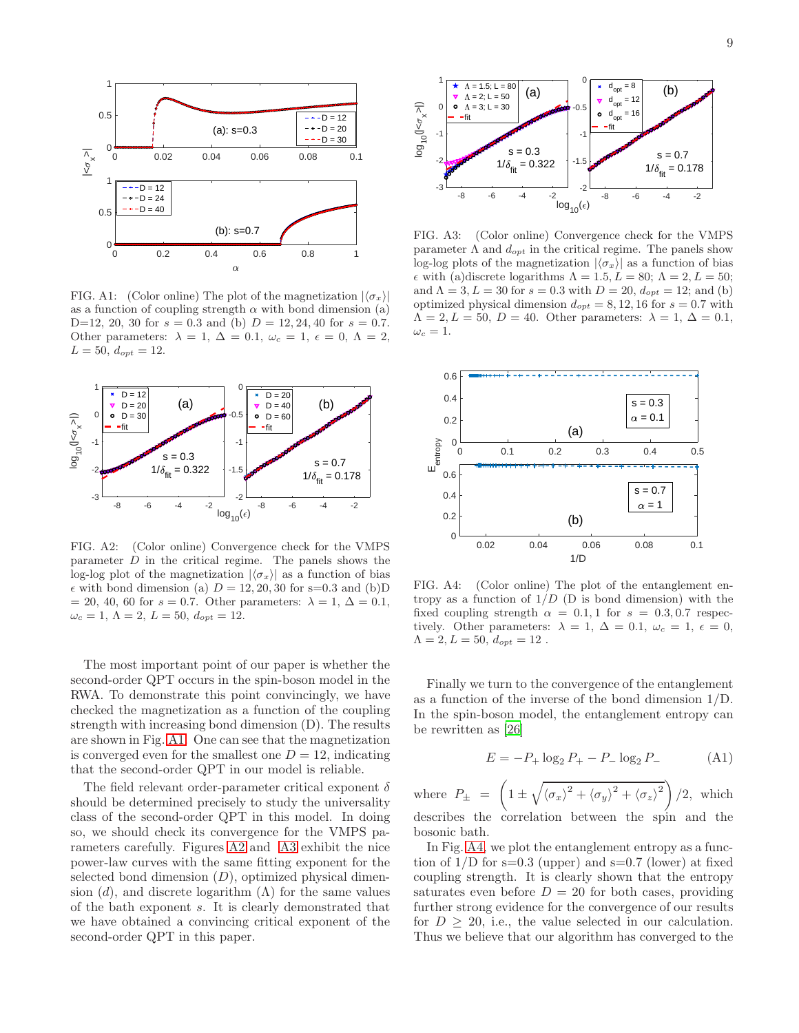FIG. A1: (Color online) The plot of the magnetization $|\langle\sigma_x\rangle|$ as a function of coupling strength $\alpha$ with bond dimension (a) D=12, 20, 30 for $s = 0.3$ and (b) $D = 12, 24, 40$ for $s = 0.7$. Other parameters: $\lambda = 1$, $\Delta = 0.1$, $\omega_c = 1$, $\epsilon = 0$, $\Lambda = 2$, $L = 50$, $d_{opt} = 12$.

FIG. A2: (Color online) Convergence check for the VMPS parameter $D$ in the critical regime. The panels shows the log-log plot of the magnetization $|\langle\sigma_x\rangle|$ as a function of bias $\epsilon$ with bond dimension (a) $D = 12, 20, 30$ for s=0.3 and (b)D = 20, 40, 60 for $s = 0.7$. Other parameters: $\lambda = 1$, $\Delta = 0.1$, $\omega_c = 1$, $\Lambda = 2$, $L = 50$, $d_{opt} = 12$.

The most important point of our paper is whether the second-order QPT occurs in the spin-boson model in the RWA. To demonstrate this point convincingly, we have checked the magnetization as a function of the coupling strength with increasing bond dimension (D). The results are shown in Fig. A1. One can see that the magnetization is converged even for the smallest one $D = 12$, indicating that the second-order QPT in our model is reliable.

The field relevant order-parameter critical exponent $\delta$ should be determined precisely to study the universality class of the second-order QPT in this model. In doing so, we should check its convergence for the VMPS parameters carefully. Figures A2 and A3 exhibit the nice power-law curves with the same fitting exponent for the selected bond dimension ($D$), optimized physical dimension ($d$), and discrete logarithm ($\Lambda$) for the same values of the bath exponent $s$. It is clearly demonstrated that we have obtained a convincing critical exponent of the second-order QPT in this paper.

FIG. A3: (Color online) Convergence check for the VMPS parameter $\Lambda$ and $d_{opt}$ in the critical regime. The panels show log-log plots of the magnetization $|\langle\sigma_x\rangle|$ as a function of bias $\epsilon$ with (a)discrete logarithms $\Lambda = 1.5, L = 80$; $\Lambda = 2, L = 50$; and $\Lambda = 3, L = 30$ for $s = 0.3$ with $D = 20$, $d_{opt} = 12$; and (b) optimized physical dimension $d_{opt} = 8, 12, 16$ for $s = 0.7$ with $\Lambda = 2, L = 50$, $D = 40$. Other parameters: $\lambda = 1$, $\Delta = 0.1$, $\omega_c = 1$.

FIG. A4: (Color online) The plot of the entanglement entropy as a function of $1/D$ (D is bond dimension) with the fixed coupling strength $\alpha = 0.1, 1$ for $s = 0.3, 0.7$ respectively. Other parameters: $\lambda = 1$, $\Delta = 0.1$, $\omega_c = 1$, $\epsilon = 0$, $\Lambda = 2$, $L = 50$, $d_{opt} = 12$ .

Finally we turn to the convergence of the entanglement as a function of the inverse of the bond dimension 1/D. In the spin-boson model, the entanglement entropy can be rewritten as [26]

$$E = -P_+ \log_2 P_+ - P_- \log_2 P_- \tag{A1}$$

where $P_\pm = \left(1 \pm \sqrt{\langle\sigma_x\rangle^2 + \langle\sigma_y\rangle^2 + \langle\sigma_z\rangle^2}\right)/2$, which describes the correlation between the spin and the bosonic bath.

In Fig. A4, we plot the entanglement entropy as a function of 1/D for s=0.3 (upper) and s=0.7 (lower) at fixed coupling strength. It is clearly shown that the entropy saturates even before $D = 20$ for both cases, providing further strong evidence for the convergence of our results for $D \geq 20$, i.e., the value selected in our calculation. Thus we believe that our algorithm has converged to the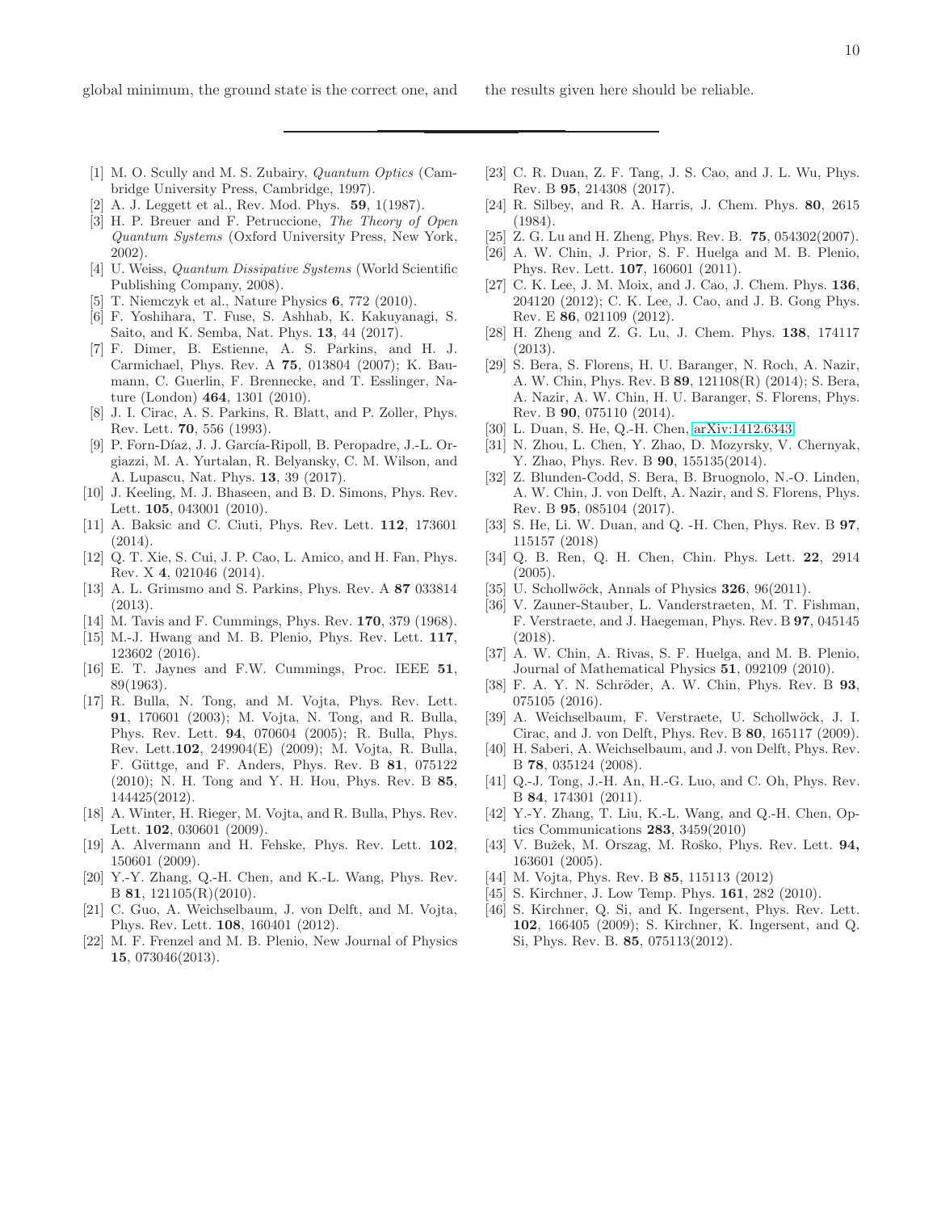global minimum, the ground state is the correct one, and the results given here should be reliable.

---

[1] M. O. Scully and M. S. Zubairy, *Quantum Optics* (Cambridge University Press, Cambridge, 1997).

[2] A. J. Leggett et al., Rev. Mod. Phys. **59**, 1(1987).

[3] H. P. Breuer and F. Petruccione, *The Theory of Open Quantum Systems* (Oxford University Press, New York, 2002).

[4] U. Weiss, *Quantum Dissipative Systems* (World Scientific Publishing Company, 2008).

[5] T. Niemczyk et al., Nature Physics **6**, 772 (2010).

[6] F. Yoshihara, T. Fuse, S. Ashhab, K. Kakuyanagi, S. Saito, and K. Semba, Nat. Phys. **13**, 44 (2017).

[7] F. Dimer, B. Estienne, A. S. Parkins, and H. J. Carmichael, Phys. Rev. A **75**, 013804 (2007); K. Baumann, C. Guerlin, F. Brennecke, and T. Esslinger, Nature (London) **464**, 1301 (2010).

[8] J. I. Cirac, A. S. Parkins, R. Blatt, and P. Zoller, Phys. Rev. Lett. **70**, 556 (1993).

[9] P. Forn-Díaz, J. J. García-Ripoll, B. Peropadre, J.-L. Orgiazzi, M. A. Yurtalan, R. Belyansky, C. M. Wilson, and A. Lupascu, Nat. Phys. **13**, 39 (2017).

[10] J. Keeling, M. J. Bhaseen, and B. D. Simons, Phys. Rev. Lett. **105**, 043001 (2010).

[11] A. Baksic and C. Ciuti, Phys. Rev. Lett. **112**, 173601 (2014).

[12] Q. T. Xie, S. Cui, J. P. Cao, L. Amico, and H. Fan, Phys. Rev. X **4**, 021046 (2014).

[13] A. L. Grimsmo and S. Parkins, Phys. Rev. A **87** 033814 (2013).

[14] M. Tavis and F. Cummings, Phys. Rev. **170**, 379 (1968).

[15] M.-J. Hwang and M. B. Plenio, Phys. Rev. Lett. **117**, 123602 (2016).

[16] E. T. Jaynes and F.W. Cummings, Proc. IEEE **51**, 89(1963).

[17] R. Bulla, N. Tong, and M. Vojta, Phys. Rev. Lett. **91**, 170601 (2003); M. Vojta, N. Tong, and R. Bulla, Phys. Rev. Lett. **94**, 070604 (2005); R. Bulla, Phys. Rev. Lett.**102**, 249904(E) (2009); M. Vojta, R. Bulla, F. Güttge, and F. Anders, Phys. Rev. B **81**, 075122 (2010); N. H. Tong and Y. H. Hou, Phys. Rev. B **85**, 144425(2012).

[18] A. Winter, H. Rieger, M. Vojta, and R. Bulla, Phys. Rev. Lett. **102**, 030601 (2009).

[19] A. Alvermann and H. Fehske, Phys. Rev. Lett. **102**, 150601 (2009).

[20] Y.-Y. Zhang, Q.-H. Chen, and K.-L. Wang, Phys. Rev. B **81**, 121105(R)(2010).

[21] C. Guo, A. Weichselbaum, J. von Delft, and M. Vojta, Phys. Rev. Lett. **108**, 160401 (2012).

[22] M. F. Frenzel and M. B. Plenio, New Journal of Physics **15**, 073046(2013).

[23] C. R. Duan, Z. F. Tang, J. S. Cao, and J. L. Wu, Phys. Rev. B **95**, 214308 (2017).

[24] R. Silbey, and R. A. Harris, J. Chem. Phys. **80**, 2615 (1984).

[25] Z. G. Lu and H. Zheng, Phys. Rev. B. **75**, 054302(2007).

[26] A. W. Chin, J. Prior, S. F. Huelga and M. B. Plenio, Phys. Rev. Lett. **107**, 160601 (2011).

[27] C. K. Lee, J. M. Moix, and J. Cao, J. Chem. Phys. **136**, 204120 (2012); C. K. Lee, J. Cao, and J. B. Gong Phys. Rev. E **86**, 021109 (2012).

[28] H. Zheng and Z. G. Lu, J. Chem. Phys. **138**, 174117 (2013).

[29] S. Bera, S. Florens, H. U. Baranger, N. Roch, A. Nazir, A. W. Chin, Phys. Rev. B **89**, 121108(R) (2014); S. Bera, A. Nazir, A. W. Chin, H. U. Baranger, S. Florens, Phys. Rev. B **90**, 075110 (2014).

[30] L. Duan, S. He, Q.-H. Chen, arXiv:1412.6343.

[31] N. Zhou, L. Chen, Y. Zhao, D. Mozyrsky, V. Chernyak, Y. Zhao, Phys. Rev. B **90**, 155135(2014).

[32] Z. Blunden-Codd, S. Bera, B. Bruognolo, N.-O. Linden, A. W. Chin, J. von Delft, A. Nazir, and S. Florens, Phys. Rev. B **95**, 085104 (2017).

[33] S. He, Li. W. Duan, and Q. -H. Chen, Phys. Rev. B **97**, 115157 (2018)

[34] Q. B. Ren, Q. H. Chen, Chin. Phys. Lett. **22**, 2914 (2005).

[35] U. Schollwöck, Annals of Physics **326**, 96(2011).

[36] V. Zauner-Stauber, L. Vanderstraeten, M. T. Fishman, F. Verstraete, and J. Haegeman, Phys. Rev. B **97**, 045145 (2018).

[37] A. W. Chin, A. Rivas, S. F. Huelga, and M. B. Plenio, Journal of Mathematical Physics **51**, 092109 (2010).

[38] F. A. Y. N. Schröder, A. W. Chin, Phys. Rev. B **93**, 075105 (2016).

[39] A. Weichselbaum, F. Verstraete, U. Schollwöck, J. I. Cirac, and J. von Delft, Phys. Rev. B **80**, 165117 (2009).

[40] H. Saberi, A. Weichselbaum, and J. von Delft, Phys. Rev. B **78**, 035124 (2008).

[41] Q.-J. Tong, J.-H. An, H.-G. Luo, and C. Oh, Phys. Rev. B **84**, 174301 (2011).

[42] Y.-Y. Zhang, T. Liu, K.-L. Wang, and Q.-H. Chen, Optics Communications **283**, 3459(2010)

[43] V. Bužek, M. Orszag, M. Roško, Phys. Rev. Lett. **94,** 163601 (2005).

[44] M. Vojta, Phys. Rev. B **85**, 115113 (2012)

[45] S. Kirchner, J. Low Temp. Phys. **161**, 282 (2010).

[46] S. Kirchner, Q. Si, and K. Ingersent, Phys. Rev. Lett. **102**, 166405 (2009); S. Kirchner, K. Ingersent, and Q. Si, Phys. Rev. B. **85**, 075113(2012).